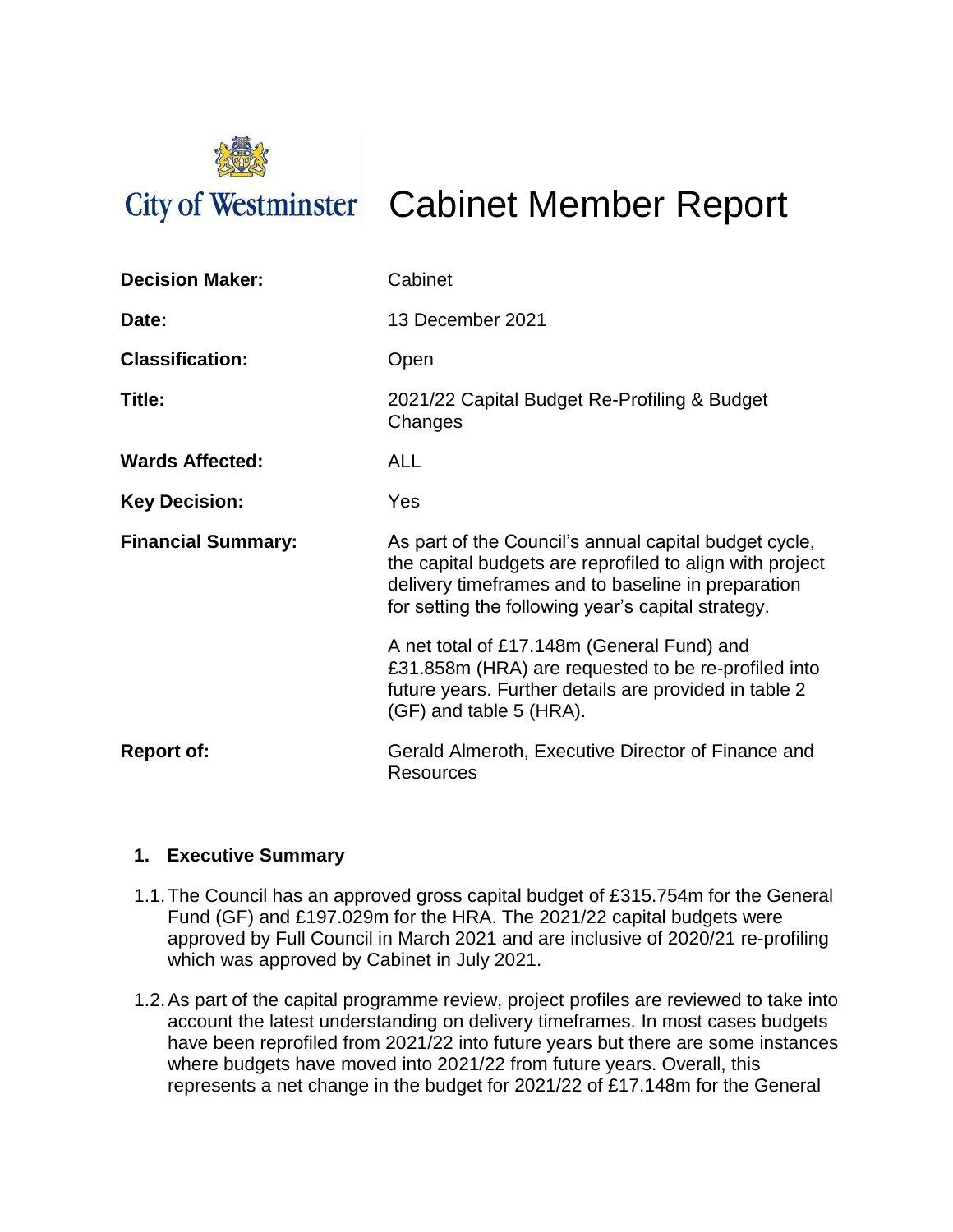City of Westminster

# Cabinet Member Report

| | |
|---|---|
| **Decision Maker:** | Cabinet |
| **Date:** | 13 December 2021 |
| **Classification:** | Open |
| **Title:** | 2021/22 Capital Budget Re-Profiling & Budget Changes |
| **Wards Affected:** | ALL |
| **Key Decision:** | Yes |
| **Financial Summary:** | As part of the Council's annual capital budget cycle, the capital budgets are reprofiled to align with project delivery timeframes and to baseline in preparation for setting the following year's capital strategy.<br><br>A net total of £17.148m (General Fund) and £31.858m (HRA) are requested to be re-profiled into future years. Further details are provided in table 2 (GF) and table 5 (HRA). |
| **Report of:** | Gerald Almeroth, Executive Director of Finance and Resources |

## 1. Executive Summary

1.1. The Council has an approved gross capital budget of £315.754m for the General Fund (GF) and £197.029m for the HRA. The 2021/22 capital budgets were approved by Full Council in March 2021 and are inclusive of 2020/21 re-profiling which was approved by Cabinet in July 2021.

1.2. As part of the capital programme review, project profiles are reviewed to take into account the latest understanding on delivery timeframes. In most cases budgets have been reprofiled from 2021/22 into future years but there are some instances where budgets have moved into 2021/22 from future years. Overall, this represents a net change in the budget for 2021/22 of £17.148m for the General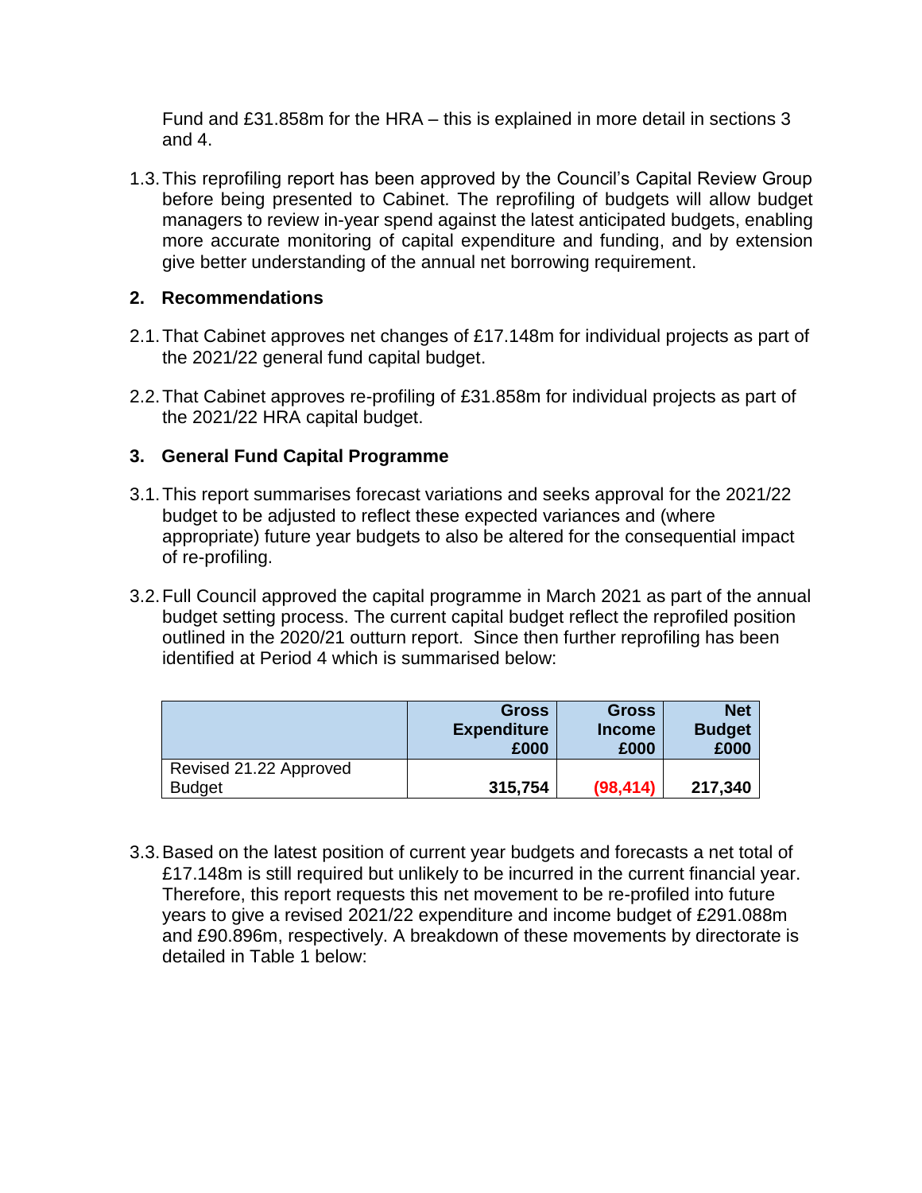Fund and £31.858m for the HRA – this is explained in more detail in sections 3 and 4.

1.3. This reprofiling report has been approved by the Council's Capital Review Group before being presented to Cabinet. The reprofiling of budgets will allow budget managers to review in-year spend against the latest anticipated budgets, enabling more accurate monitoring of capital expenditure and funding, and by extension give better understanding of the annual net borrowing requirement.

## 2. Recommendations

2.1. That Cabinet approves net changes of £17.148m for individual projects as part of the 2021/22 general fund capital budget.

2.2. That Cabinet approves re-profiling of £31.858m for individual projects as part of the 2021/22 HRA capital budget.

## 3. General Fund Capital Programme

3.1. This report summarises forecast variations and seeks approval for the 2021/22 budget to be adjusted to reflect these expected variances and (where appropriate) future year budgets to also be altered for the consequential impact of re-profiling.

3.2. Full Council approved the capital programme in March 2021 as part of the annual budget setting process. The current capital budget reflect the reprofiled position outlined in the 2020/21 outturn report. Since then further reprofiling has been identified at Period 4 which is summarised below:

| | Gross Expenditure £000 | Gross Income £000 | Net Budget £000 |
|---|---|---|---|
| Revised 21.22 Approved Budget | **315,754** | **(98,414)** | **217,340** |

3.3. Based on the latest position of current year budgets and forecasts a net total of £17.148m is still required but unlikely to be incurred in the current financial year. Therefore, this report requests this net movement to be re-profiled into future years to give a revised 2021/22 expenditure and income budget of £291.088m and £90.896m, respectively. A breakdown of these movements by directorate is detailed in Table 1 below: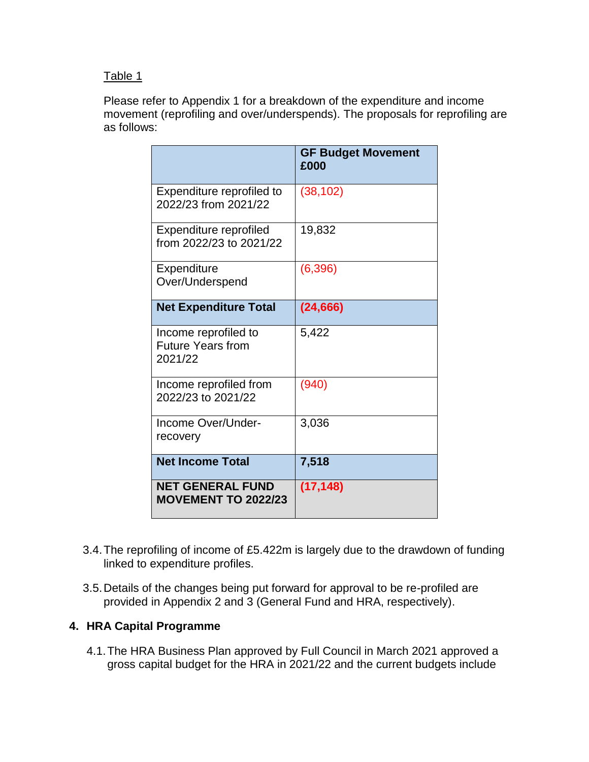Table 1

Please refer to Appendix 1 for a breakdown of the expenditure and income movement (reprofiling and over/underspends). The proposals for reprofiling are as follows:

| | **GF Budget Movement £000** |
|---|---|
| Expenditure reprofiled to 2022/23 from 2021/22 | (38,102) |
| Expenditure reprofiled from 2022/23 to 2021/22 | 19,832 |
| Expenditure Over/Underspend | (6,396) |
| **Net Expenditure Total** | **(24,666)** |
| Income reprofiled to Future Years from 2021/22 | 5,422 |
| Income reprofiled from 2022/23 to 2021/22 | (940) |
| Income Over/Under-recovery | 3,036 |
| **Net Income Total** | **7,518** |
| **NET GENERAL FUND MOVEMENT TO 2022/23** | **(17,148)** |

3.4. The reprofiling of income of £5.422m is largely due to the drawdown of funding linked to expenditure profiles.

3.5. Details of the changes being put forward for approval to be re-profiled are provided in Appendix 2 and 3 (General Fund and HRA, respectively).

## 4. HRA Capital Programme

4.1. The HRA Business Plan approved by Full Council in March 2021 approved a gross capital budget for the HRA in 2021/22 and the current budgets include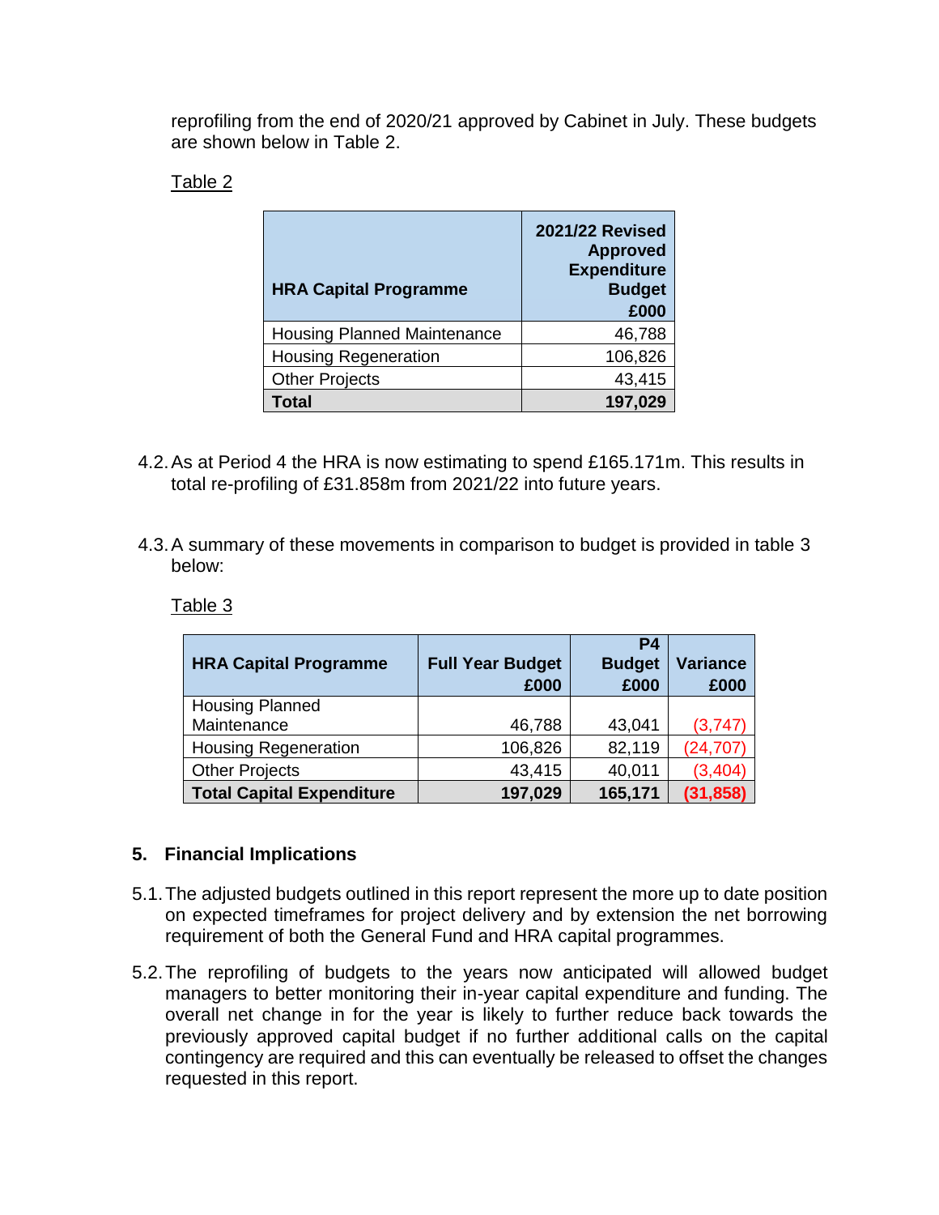reprofiling from the end of 2020/21 approved by Cabinet in July. These budgets are shown below in Table 2.

Table 2

| HRA Capital Programme | 2021/22 Revised Approved Expenditure Budget £000 |
|---|---|
| Housing Planned Maintenance | 46,788 |
| Housing Regeneration | 106,826 |
| Other Projects | 43,415 |
| **Total** | **197,029** |

4.2. As at Period 4 the HRA is now estimating to spend £165.171m. This results in total re-profiling of £31.858m from 2021/22 into future years.

4.3. A summary of these movements in comparison to budget is provided in table 3 below:

Table 3

| HRA Capital Programme | Full Year Budget £000 | P4 Budget £000 | Variance £000 |
|---|---|---|---|
| Housing Planned Maintenance | 46,788 | 43,041 | (3,747) |
| Housing Regeneration | 106,826 | 82,119 | (24,707) |
| Other Projects | 43,415 | 40,011 | (3,404) |
| **Total Capital Expenditure** | **197,029** | **165,171** | **(31,858)** |

## 5. Financial Implications

5.1. The adjusted budgets outlined in this report represent the more up to date position on expected timeframes for project delivery and by extension the net borrowing requirement of both the General Fund and HRA capital programmes.

5.2. The reprofiling of budgets to the years now anticipated will allowed budget managers to better monitoring their in-year capital expenditure and funding. The overall net change in for the year is likely to further reduce back towards the previously approved capital budget if no further additional calls on the capital contingency are required and this can eventually be released to offset the changes requested in this report.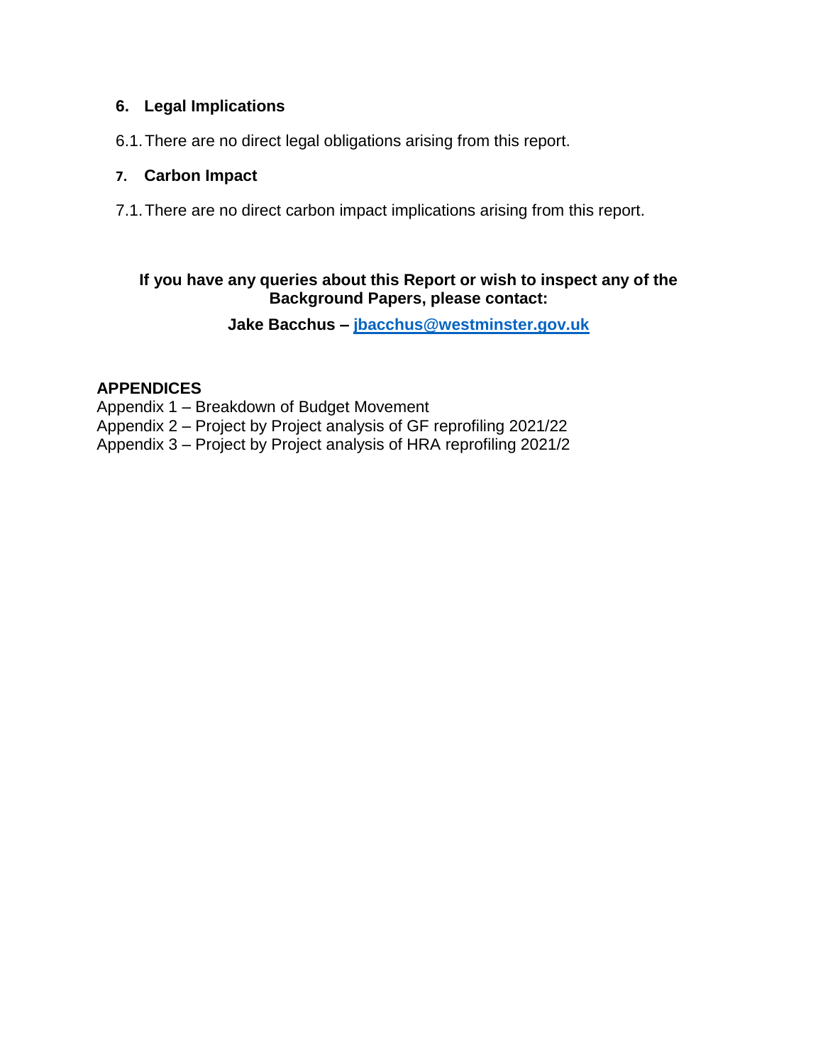## 6. Legal Implications

6.1. There are no direct legal obligations arising from this report.

## 7. Carbon Impact

7.1. There are no direct carbon impact implications arising from this report.

**If you have any queries about this Report or wish to inspect any of the Background Papers, please contact:**

**Jake Bacchus – jbacchus@westminster.gov.uk**

**APPENDICES**

Appendix 1 – Breakdown of Budget Movement
Appendix 2 – Project by Project analysis of GF reprofiling 2021/22
Appendix 3 – Project by Project analysis of HRA reprofiling 2021/2